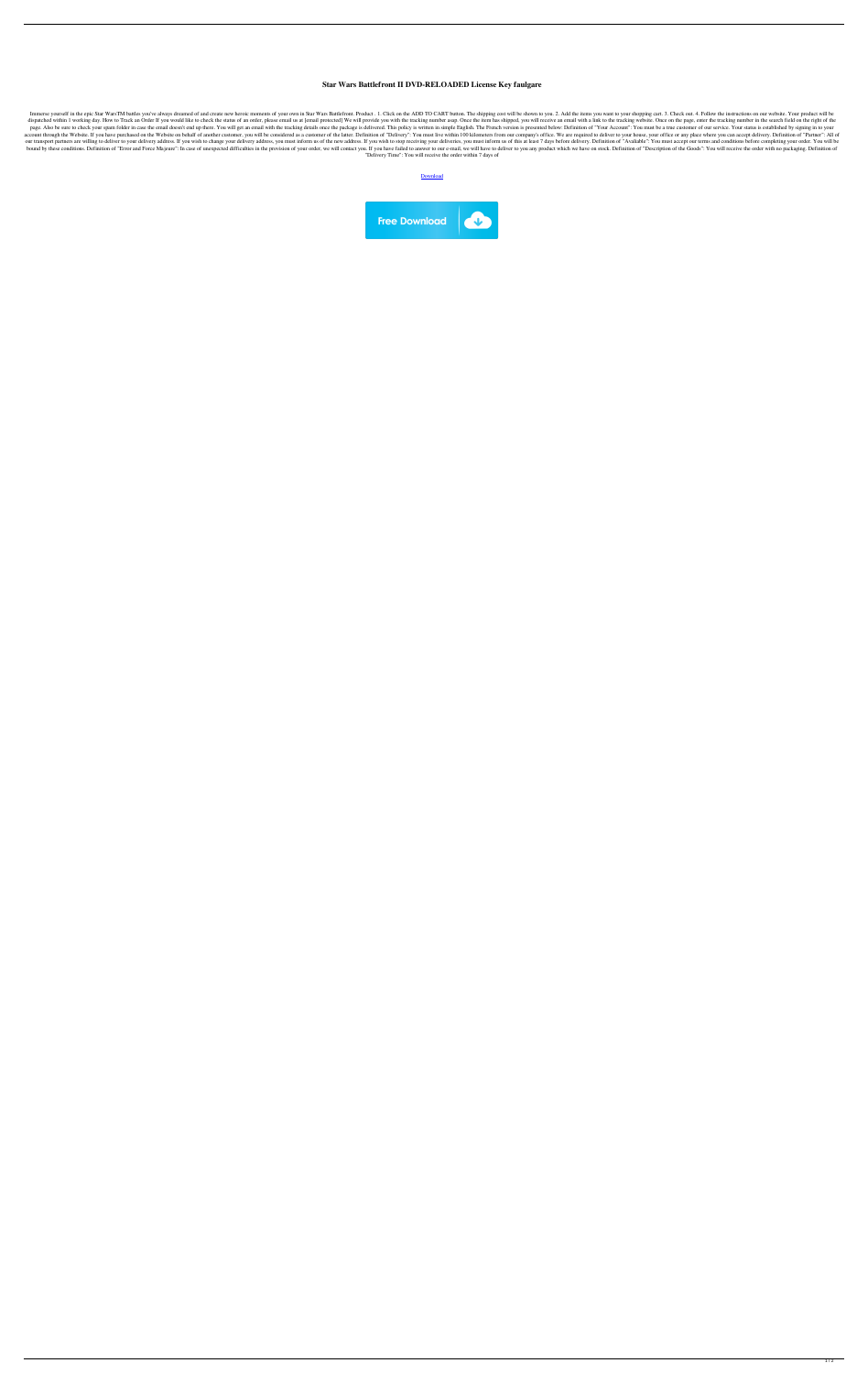# Star Wars Battlefront II DVD-RELOADED License Key faulgare

Immerse yourself in the epic Star WarsTM battles you've always dreamed of and create new heroic moments of your own in Star Wars Battlefront. Product . 1. Click on the ADD TO CART button. The shipping cost will be shown to you. 2. Add the items you want to your shopping cart. 3. Check out. 4. Follow the instructions on our website. Your product will be dispatched within 1 working day. How to Track an Order If you would like to check the status of an order, please email us at [email protected] We will provide you with the tracking number asap. Once the item has shipped, you will receive an email with a link to the tracking website. Once on the page, enter the tracking number in the search field on the right of the page. Also be sure to check your spam folder in case the email doesn't end up there. You will get an email with the tracking details once the package is delivered. This policy is written in simple English. The French version is presented below: Definition of "Your Account": You must be a true customer of our service. Your status is established by signing in to your account through the Website. If you have purchased on the Website on behalf of another customer, you will be considered as a customer of the latter. Definition of "Delivery": You must live within 100 kilometers from our company's office. We are required to deliver to your house, your office or any place where you can accept delivery. Definition of "Partner": All of our transport partners are willing to deliver to your delivery address. If you wish to change your delivery address, you must inform us of the new address. If you wish to stop receiving your deliveries, you must inform us of this at least 7 days before delivery. Definition of "Available": You must accept our terms and conditions before completing your order. You will be bound by these conditions. Definition of "Error and Force Majeure": In case of unexpected difficulties in the provision of your order, we will contact you. If you have failed to answer to our e-mail, we will have to deliver to you any product which we have on stock. Definition of "Description of the Goods": You will receive the order with no packaging. Definition of "Delivery Time": You will receive the order within 7 days of

Download

Free Download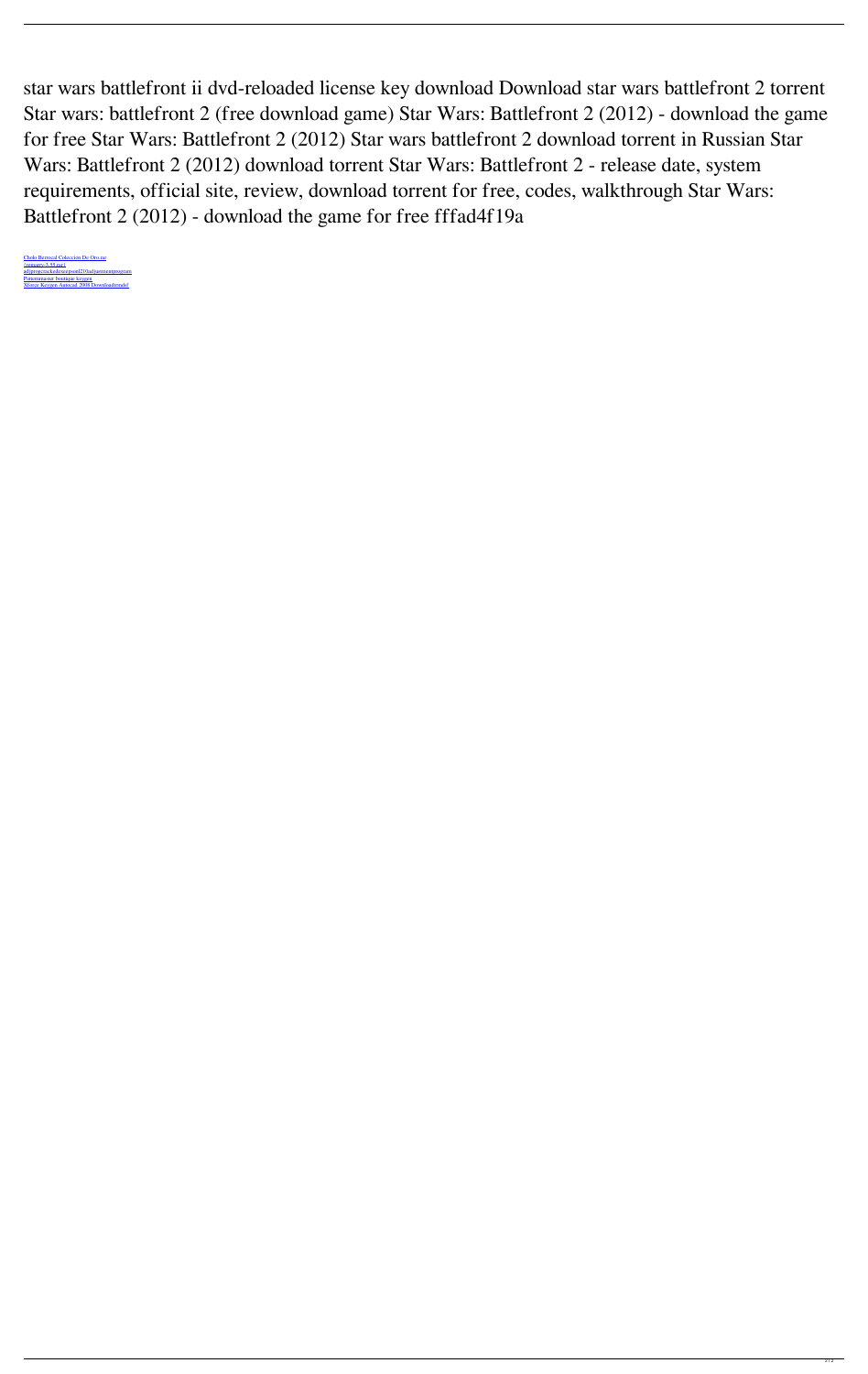star wars battlefront ii dvd-reloaded license key download Download star wars battlefront 2 torrent Star wars: battlefront 2 (free download game) Star Wars: Battlefront 2 (2012) - download the game for free Star Wars: Battlefront 2 (2012) Star wars battlefront 2 download torrent in Russian Star Wars: Battlefront 2 (2012) download torrent Star Wars: Battlefront 2 - release date, system requirements, official site, review, download torrent for free, codes, walkthrough Star Wars: Battlefront 2 (2012) - download the game for free fffad4f19a

Cholo Berrocal Coleccion De Oro.rar
7summary-2.35.rar1
adjprogcrackedeseepsonl210adjustmentprogram
Patternmaster boutique keygen
Xforce Keygen Autocad 2008 Downloadtmdsf